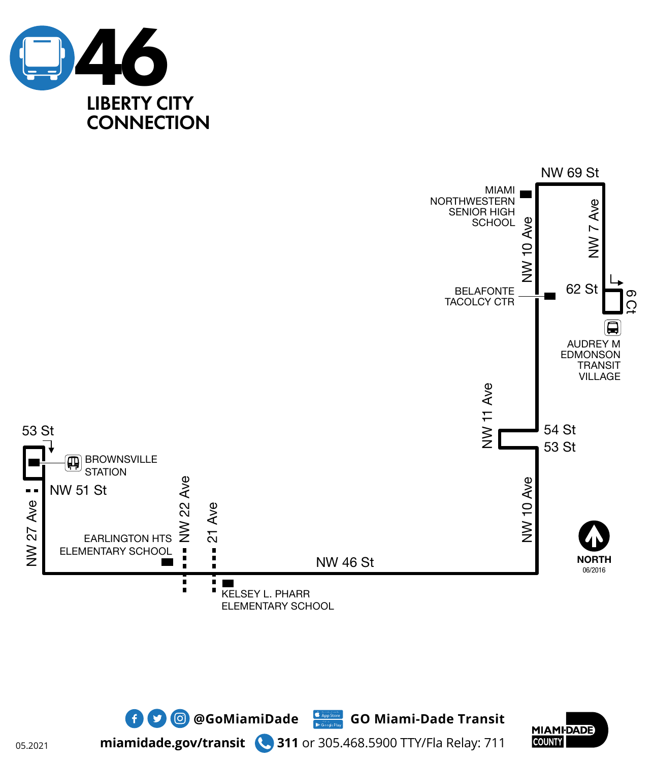# 46

## LIBERTY CITY CONNECTION

NW 69 St

MIAMI NORTHWESTERN SENIOR HIGH SCHOOL

NW 10 Ave

NW 7 Ave

BELAFONTE TACOLCY CTR

62 St

6 Ct

AUDREY M EDMONSON TRANSIT VILLAGE

NW 11 Ave

54 St

53 St

53 St

BROWNSVILLE STATION

NW 51 St

NW 27 Ave

NW 22 Ave

21 Ave

EARLINGTON HTS ELEMENTARY SCHOOL

NW 46 St

NW 10 Ave

KELSEY L. PHARR ELEMENTARY SCHOOL

NORTH
06/2016

@GoMiamiDade GO Miami-Dade Transit

miamidade.gov/transit 311 or 305.468.5900 TTY/Fla Relay: 711

MIAMI-DADE COUNTY

05.2021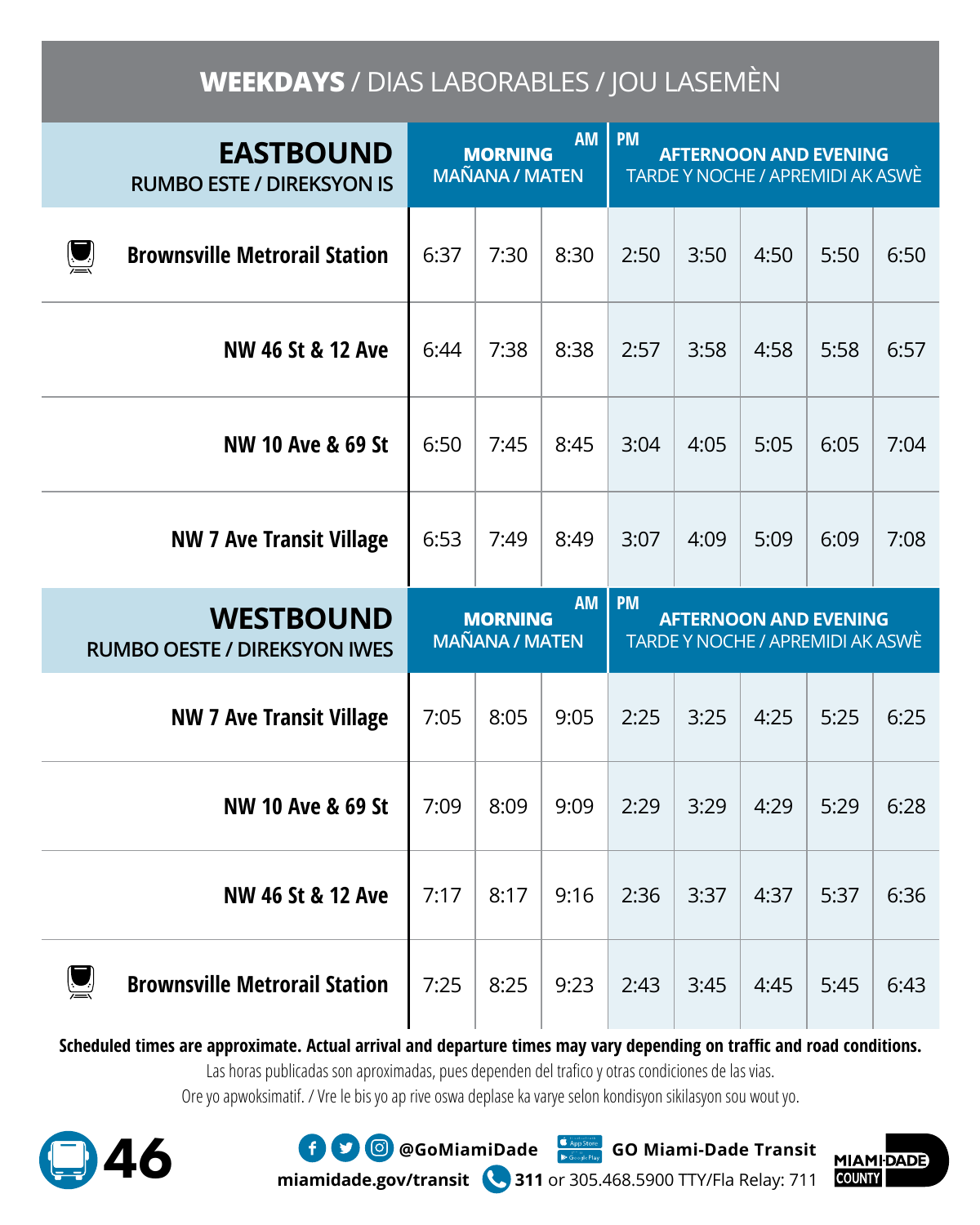## WEEKDAYS / DIAS LABORABLES / JOU LASEMÈN

| EASTBOUND RUMBO ESTE / DIREKSYON IS | MORNING MAÑANA / MATEN (AM) | | | AFTERNOON AND EVENING TARDE Y NOCHE / APREMIDI AK ASWÈ (PM) | | | | |
|---|---|---|---|---|---|---|---|---|
| Brownsville Metrorail Station | 6:37 | 7:30 | 8:30 | 2:50 | 3:50 | 4:50 | 5:50 | 6:50 |
| NW 46 St & 12 Ave | 6:44 | 7:38 | 8:38 | 2:57 | 3:58 | 4:58 | 5:58 | 6:57 |
| NW 10 Ave & 69 St | 6:50 | 7:45 | 8:45 | 3:04 | 4:05 | 5:05 | 6:05 | 7:04 |
| NW 7 Ave Transit Village | 6:53 | 7:49 | 8:49 | 3:07 | 4:09 | 5:09 | 6:09 | 7:08 |

| WESTBOUND RUMBO OESTE / DIREKSYON IWES | MORNING MAÑANA / MATEN (AM) | | | AFTERNOON AND EVENING TARDE Y NOCHE / APREMIDI AK ASWÈ (PM) | | | | |
|---|---|---|---|---|---|---|---|---|
| NW 7 Ave Transit Village | 7:05 | 8:05 | 9:05 | 2:25 | 3:25 | 4:25 | 5:25 | 6:25 |
| NW 10 Ave & 69 St | 7:09 | 8:09 | 9:09 | 2:29 | 3:29 | 4:29 | 5:29 | 6:28 |
| NW 46 St & 12 Ave | 7:17 | 8:17 | 9:16 | 2:36 | 3:37 | 4:37 | 5:37 | 6:36 |
| Brownsville Metrorail Station | 7:25 | 8:25 | 9:23 | 2:43 | 3:45 | 4:45 | 5:45 | 6:43 |

**Scheduled times are approximate. Actual arrival and departure times may vary depending on traffic and road conditions.**

Las horas publicadas son aproximadas, pues dependen del trafico y otras condiciones de las vias.

Ore yo apwoksimatif. / Vre le bis yo ap rive oswa deplase ka varye selon kondisyon sikilasyon sou wout yo.

**46**

@GoMiamiDade | GO Miami-Dade Transit

miamidade.gov/transit | **311** or 305.468.5900 TTY/Fla Relay: 711

MIAMI-DADE COUNTY